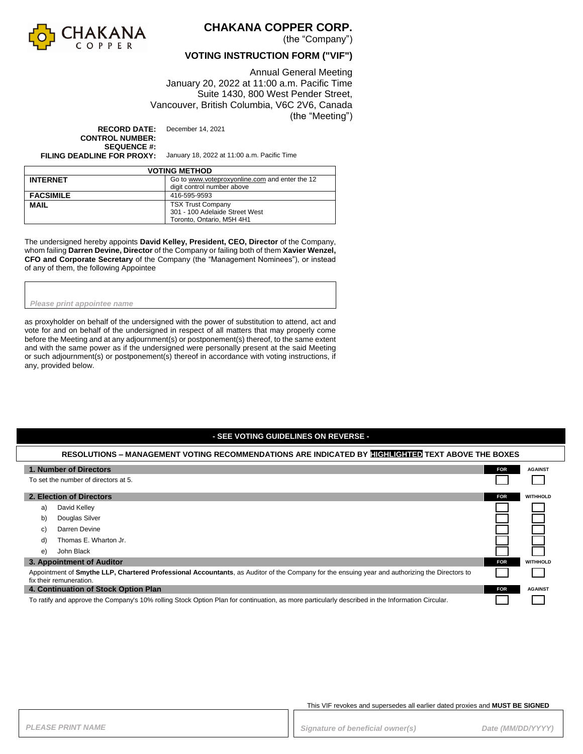# CHAKANA COPPER CORP.

(the "Company")

## VOTING INSTRUCTION FORM ("VIF")

Annual General Meeting
January 20, 2022 at 11:00 a.m. Pacific Time
Suite 1430, 800 West Pender Street,
Vancouver, British Columbia, V6C 2V6, Canada
(the "Meeting")

**RECORD DATE:** December 14, 2021
**CONTROL NUMBER:**
**SEQUENCE #:**
**FILING DEADLINE FOR PROXY:** January 18, 2022 at 11:00 a.m. Pacific Time

| VOTING METHOD | |
|---|---|
| **INTERNET** | Go to www.voteproxyonline.com and enter the 12 digit control number above |
| **FACSIMILE** | 416-595-9593 |
| **MAIL** | TSX Trust Company<br>301 - 100 Adelaide Street West<br>Toronto, Ontario, M5H 4H1 |

The undersigned hereby appoints **David Kelley, President, CEO, Director** of the Company, whom failing **Darren Devine, Director** of the Company or failing both of them **Xavier Wenzel, CFO and Corporate Secretary** of the Company (the "Management Nominees"), or instead of any of them, the following Appointee

*Please print appointee name*

as proxyholder on behalf of the undersigned with the power of substitution to attend, act and vote for and on behalf of the undersigned in respect of all matters that may properly come before the Meeting and at any adjournment(s) or postponement(s) thereof, to the same extent and with the same power as if the undersigned were personally present at the said Meeting or such adjournment(s) or postponement(s) thereof in accordance with voting instructions, if any, provided below.

**- SEE VOTING GUIDELINES ON REVERSE -**

**RESOLUTIONS – MANAGEMENT VOTING RECOMMENDATIONS ARE INDICATED BY HIGHLIGHTED TEXT ABOVE THE BOXES**

| **1. Number of Directors** | **FOR** | AGAINST |
|---|---|---|
| To set the number of directors at 5. | ☐ | ☐ |

| **2. Election of Directors** | **FOR** | WITHHOLD |
|---|---|---|
| a) David Kelley | ☐ | ☐ |
| b) Douglas Silver | ☐ | ☐ |
| c) Darren Devine | ☐ | ☐ |
| d) Thomas E. Wharton Jr. | ☐ | ☐ |
| e) John Black | ☐ | ☐ |

| **3. Appointment of Auditor** | **FOR** | WITHHOLD |
|---|---|---|
| Appointment of **Smythe LLP, Chartered Professional Accountants**, as Auditor of the Company for the ensuing year and authorizing the Directors to fix their remuneration. | ☐ | ☐ |

| **4. Continuation of Stock Option Plan** | **FOR** | AGAINST |
|---|---|---|
| To ratify and approve the Company's 10% rolling Stock Option Plan for continuation, as more particularly described in the Information Circular. | ☐ | ☐ |

This VIF revokes and supersedes all earlier dated proxies and **MUST BE SIGNED**

*PLEASE PRINT NAME*

*Signature of beneficial owner(s)* *Date (MM/DD/YYYY)*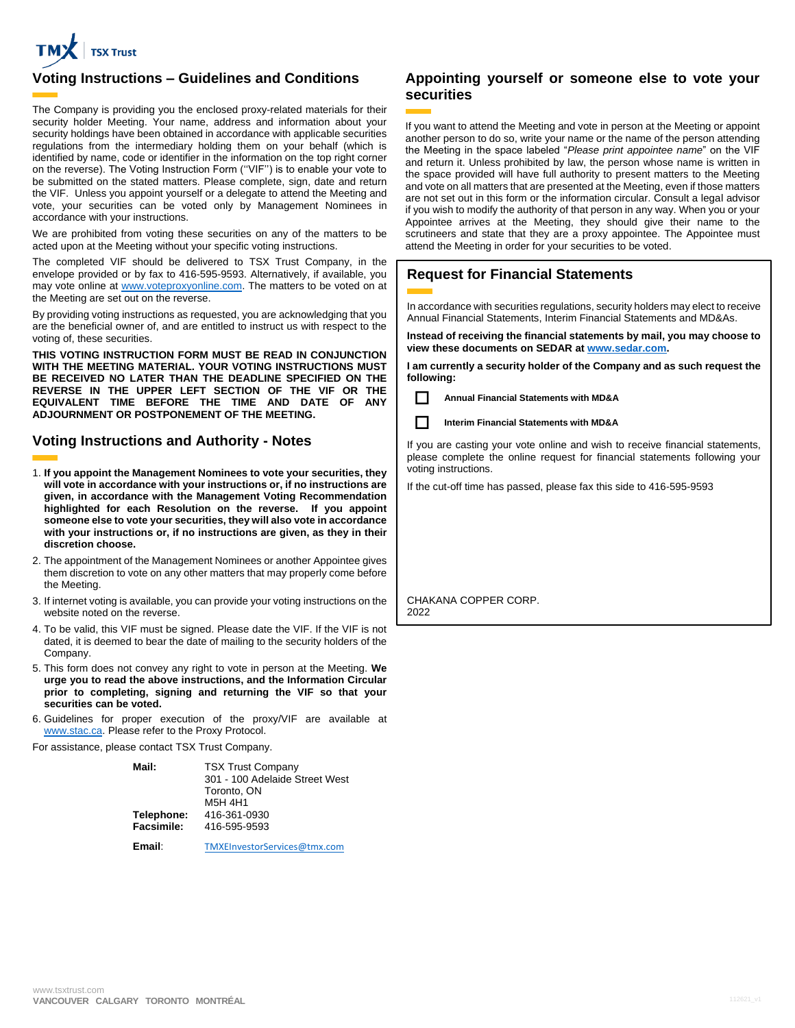TMX | TSX Trust

## Voting Instructions – Guidelines and Conditions

The Company is providing you the enclosed proxy-related materials for their security holder Meeting. Your name, address and information about your security holdings have been obtained in accordance with applicable securities regulations from the intermediary holding them on your behalf (which is identified by name, code or identifier in the information on the top right corner on the reverse). The Voting Instruction Form (''VIF'') is to enable your vote to be submitted on the stated matters. Please complete, sign, date and return the VIF. Unless you appoint yourself or a delegate to attend the Meeting and vote, your securities can be voted only by Management Nominees in accordance with your instructions.

We are prohibited from voting these securities on any of the matters to be acted upon at the Meeting without your specific voting instructions.

The completed VIF should be delivered to TSX Trust Company, in the envelope provided or by fax to 416-595-9593. Alternatively, if available, you may vote online at www.voteproxyonline.com. The matters to be voted on at the Meeting are set out on the reverse.

By providing voting instructions as requested, you are acknowledging that you are the beneficial owner of, and are entitled to instruct us with respect to the voting of, these securities.

**THIS VOTING INSTRUCTION FORM MUST BE READ IN CONJUNCTION WITH THE MEETING MATERIAL. YOUR VOTING INSTRUCTIONS MUST BE RECEIVED NO LATER THAN THE DEADLINE SPECIFIED ON THE REVERSE IN THE UPPER LEFT SECTION OF THE VIF OR THE EQUIVALENT TIME BEFORE THE TIME AND DATE OF ANY ADJOURNMENT OR POSTPONEMENT OF THE MEETING.**

## Voting Instructions and Authority - Notes

1. **If you appoint the Management Nominees to vote your securities, they will vote in accordance with your instructions or, if no instructions are given, in accordance with the Management Voting Recommendation highlighted for each Resolution on the reverse. If you appoint someone else to vote your securities, they will also vote in accordance with your instructions or, if no instructions are given, as they in their discretion choose.**
2. The appointment of the Management Nominees or another Appointee gives them discretion to vote on any other matters that may properly come before the Meeting.
3. If internet voting is available, you can provide your voting instructions on the website noted on the reverse.
4. To be valid, this VIF must be signed. Please date the VIF. If the VIF is not dated, it is deemed to bear the date of mailing to the security holders of the Company.
5. This form does not convey any right to vote in person at the Meeting. **We urge you to read the above instructions, and the Information Circular prior to completing, signing and returning the VIF so that your securities can be voted.**
6. Guidelines for proper execution of the proxy/VIF are available at www.stac.ca. Please refer to the Proxy Protocol.

For assistance, please contact TSX Trust Company.

**Mail:** TSX Trust Company
301 - 100 Adelaide Street West
Toronto, ON
M5H 4H1

**Telephone:** 416-361-0930
**Facsimile:** 416-595-9593

**Email:** TMXEInvestorServices@tmx.com

## Appointing yourself or someone else to vote your securities

If you want to attend the Meeting and vote in person at the Meeting or appoint another person to do so, write your name or the name of the person attending the Meeting in the space labeled "*Please print appointee name*" on the VIF and return it. Unless prohibited by law, the person whose name is written in the space provided will have full authority to present matters to the Meeting and vote on all matters that are presented at the Meeting, even if those matters are not set out in this form or the information circular. Consult a legal advisor if you wish to modify the authority of that person in any way. When you or your Appointee arrives at the Meeting, they should give their name to the scrutineers and state that they are a proxy appointee. The Appointee must attend the Meeting in order for your securities to be voted.

## Request for Financial Statements

In accordance with securities regulations, security holders may elect to receive Annual Financial Statements, Interim Financial Statements and MD&As.

**Instead of receiving the financial statements by mail, you may choose to view these documents on SEDAR at www.sedar.com.**

**I am currently a security holder of the Company and as such request the following:**

☐ **Annual Financial Statements with MD&A**

☐ **Interim Financial Statements with MD&A**

If you are casting your vote online and wish to receive financial statements, please complete the online request for financial statements following your voting instructions.

If the cut-off time has passed, please fax this side to 416-595-9593

CHAKANA COPPER CORP.
2022

www.tsxtrust.com
VANCOUVER CALGARY TORONTO MONTRÉAL